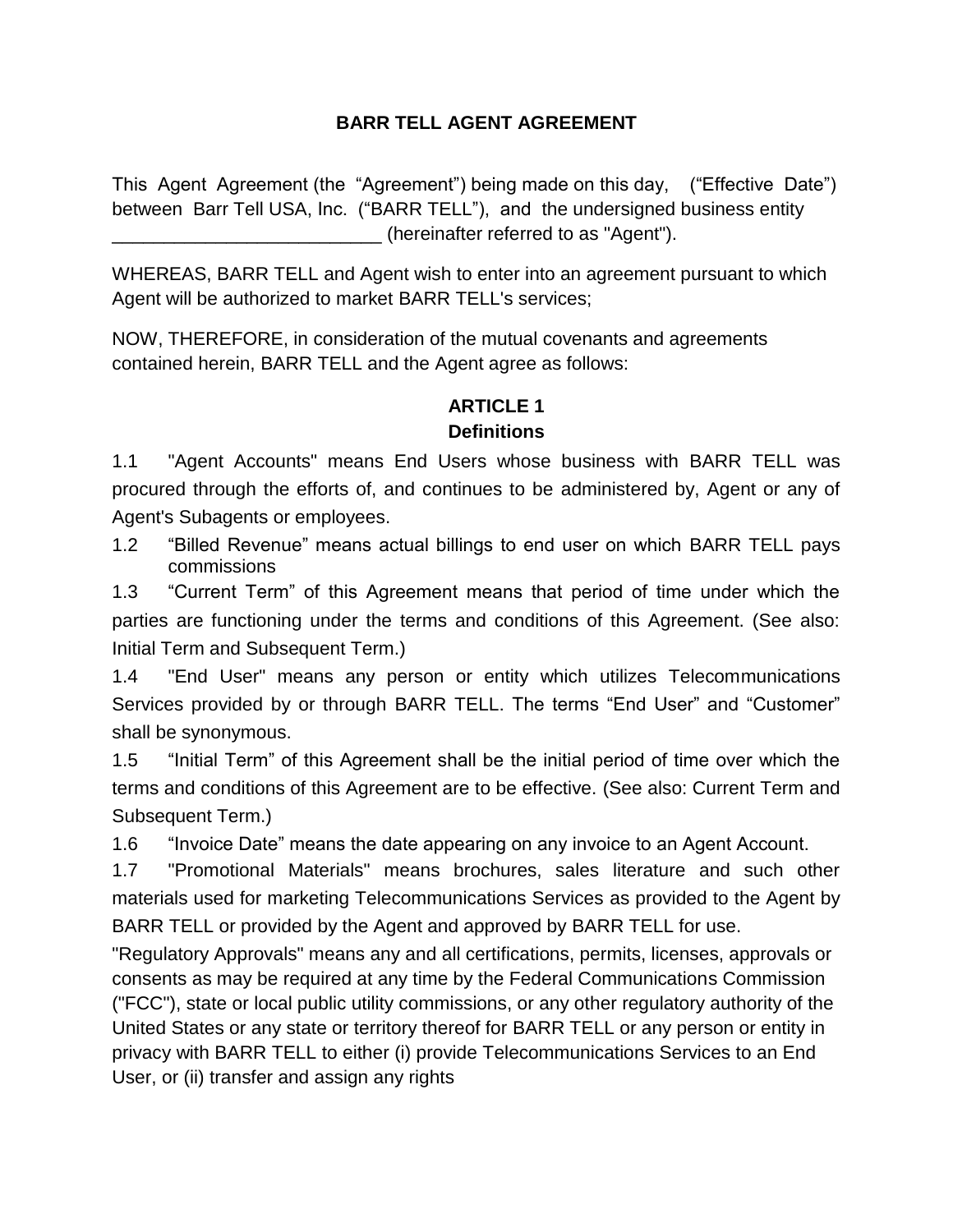# BARR TELL AGENT AGREEMENT

This Agent Agreement (the "Agreement") being made on this day, ("Effective Date") between Barr Tell USA, Inc. ("BARR TELL"), and the undersigned business entity __________________________ (hereinafter referred to as "Agent").

WHEREAS, BARR TELL and Agent wish to enter into an agreement pursuant to which Agent will be authorized to market BARR TELL's services;

NOW, THEREFORE, in consideration of the mutual covenants and agreements contained herein, BARR TELL and the Agent agree as follows:

## ARTICLE 1
## Definitions

1.1 "Agent Accounts" means End Users whose business with BARR TELL was procured through the efforts of, and continues to be administered by, Agent or any of Agent's Subagents or employees.

1.2 "Billed Revenue" means actual billings to end user on which BARR TELL pays commissions

1.3 "Current Term" of this Agreement means that period of time under which the parties are functioning under the terms and conditions of this Agreement. (See also: Initial Term and Subsequent Term.)

1.4 "End User" means any person or entity which utilizes Telecommunications Services provided by or through BARR TELL. The terms "End User" and "Customer" shall be synonymous.

1.5 "Initial Term" of this Agreement shall be the initial period of time over which the terms and conditions of this Agreement are to be effective. (See also: Current Term and Subsequent Term.)

1.6 "Invoice Date" means the date appearing on any invoice to an Agent Account.

1.7 "Promotional Materials" means brochures, sales literature and such other materials used for marketing Telecommunications Services as provided to the Agent by BARR TELL or provided by the Agent and approved by BARR TELL for use.

"Regulatory Approvals" means any and all certifications, permits, licenses, approvals or consents as may be required at any time by the Federal Communications Commission ("FCC"), state or local public utility commissions, or any other regulatory authority of the United States or any state or territory thereof for BARR TELL or any person or entity in privacy with BARR TELL to either (i) provide Telecommunications Services to an End User, or (ii) transfer and assign any rights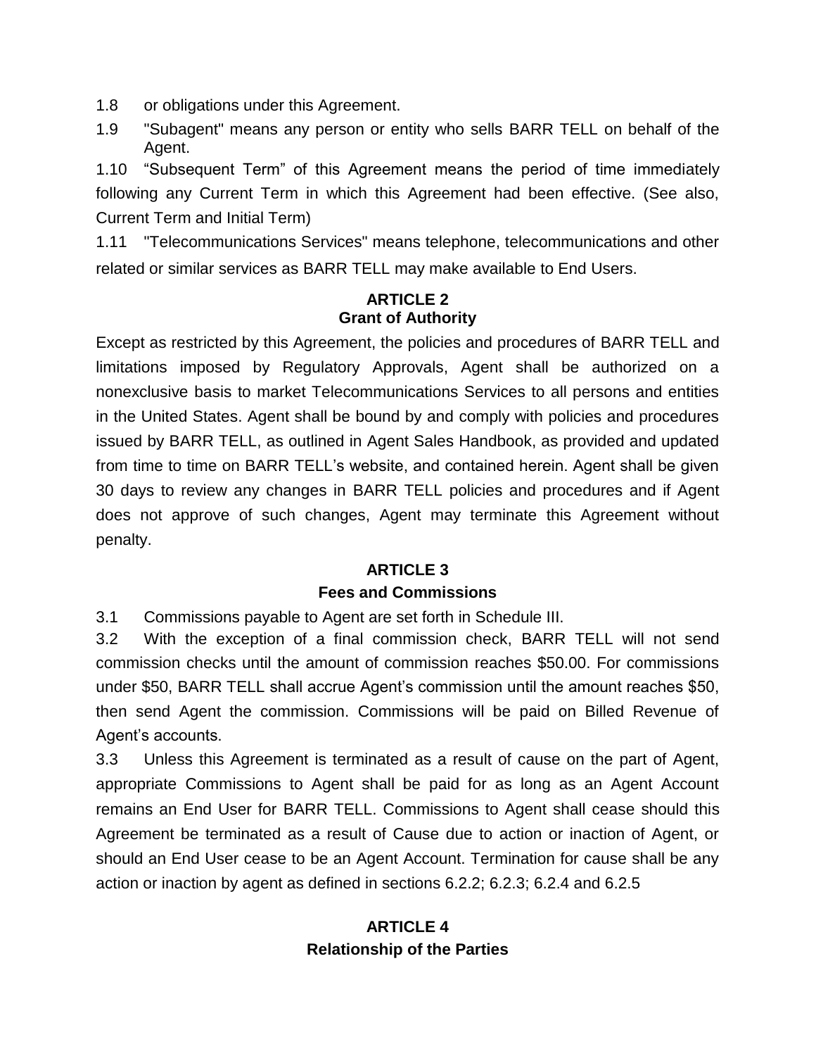1.8 or obligations under this Agreement.

1.9 "Subagent" means any person or entity who sells BARR TELL on behalf of the Agent.

1.10 “Subsequent Term” of this Agreement means the period of time immediately following any Current Term in which this Agreement had been effective. (See also, Current Term and Initial Term)

1.11 "Telecommunications Services" means telephone, telecommunications and other related or similar services as BARR TELL may make available to End Users.

## ARTICLE 2
## Grant of Authority

Except as restricted by this Agreement, the policies and procedures of BARR TELL and limitations imposed by Regulatory Approvals, Agent shall be authorized on a nonexclusive basis to market Telecommunications Services to all persons and entities in the United States. Agent shall be bound by and comply with policies and procedures issued by BARR TELL, as outlined in Agent Sales Handbook, as provided and updated from time to time on BARR TELL’s website, and contained herein. Agent shall be given 30 days to review any changes in BARR TELL policies and procedures and if Agent does not approve of such changes, Agent may terminate this Agreement without penalty.

## ARTICLE 3
## Fees and Commissions

3.1 Commissions payable to Agent are set forth in Schedule III.

3.2 With the exception of a final commission check, BARR TELL will not send commission checks until the amount of commission reaches $50.00. For commissions under $50, BARR TELL shall accrue Agent’s commission until the amount reaches $50, then send Agent the commission. Commissions will be paid on Billed Revenue of Agent’s accounts.

3.3 Unless this Agreement is terminated as a result of cause on the part of Agent, appropriate Commissions to Agent shall be paid for as long as an Agent Account remains an End User for BARR TELL. Commissions to Agent shall cease should this Agreement be terminated as a result of Cause due to action or inaction of Agent, or should an End User cease to be an Agent Account. Termination for cause shall be any action or inaction by agent as defined in sections 6.2.2; 6.2.3; 6.2.4 and 6.2.5

## ARTICLE 4
## Relationship of the Parties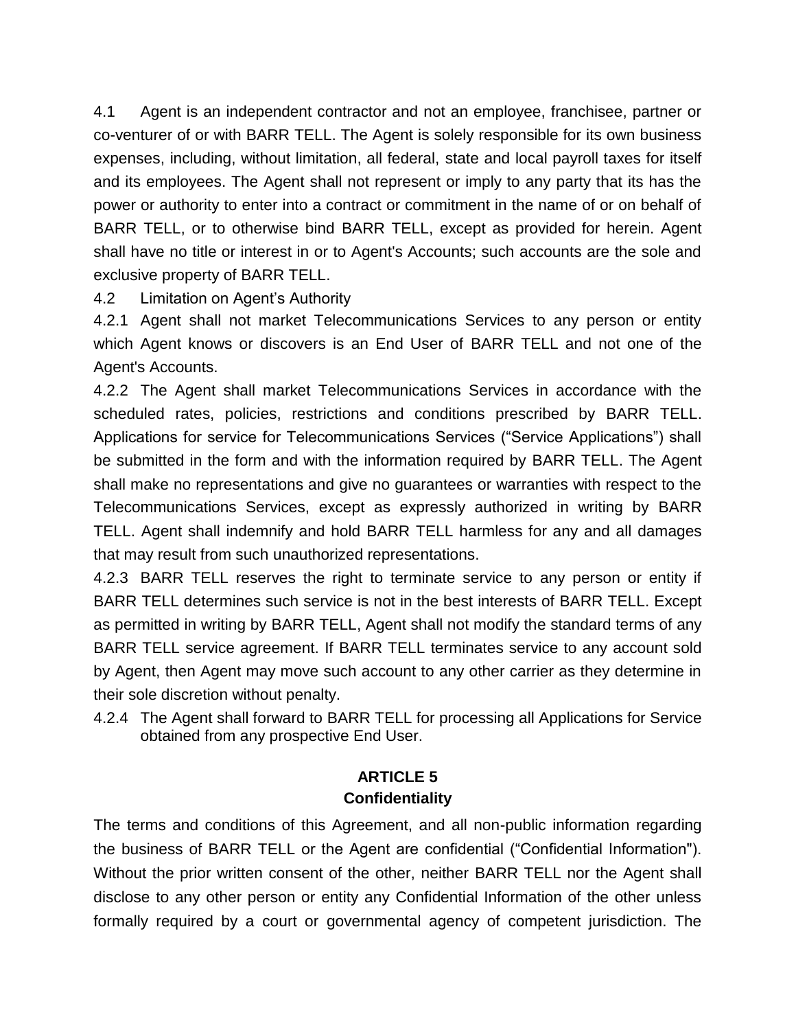4.1 Agent is an independent contractor and not an employee, franchisee, partner or co-venturer of or with BARR TELL. The Agent is solely responsible for its own business expenses, including, without limitation, all federal, state and local payroll taxes for itself and its employees. The Agent shall not represent or imply to any party that its has the power or authority to enter into a contract or commitment in the name of or on behalf of BARR TELL, or to otherwise bind BARR TELL, except as provided for herein. Agent shall have no title or interest in or to Agent's Accounts; such accounts are the sole and exclusive property of BARR TELL.

4.2 Limitation on Agent's Authority

4.2.1 Agent shall not market Telecommunications Services to any person or entity which Agent knows or discovers is an End User of BARR TELL and not one of the Agent's Accounts.

4.2.2 The Agent shall market Telecommunications Services in accordance with the scheduled rates, policies, restrictions and conditions prescribed by BARR TELL. Applications for service for Telecommunications Services ("Service Applications") shall be submitted in the form and with the information required by BARR TELL. The Agent shall make no representations and give no guarantees or warranties with respect to the Telecommunications Services, except as expressly authorized in writing by BARR TELL. Agent shall indemnify and hold BARR TELL harmless for any and all damages that may result from such unauthorized representations.

4.2.3 BARR TELL reserves the right to terminate service to any person or entity if BARR TELL determines such service is not in the best interests of BARR TELL. Except as permitted in writing by BARR TELL, Agent shall not modify the standard terms of any BARR TELL service agreement. If BARR TELL terminates service to any account sold by Agent, then Agent may move such account to any other carrier as they determine in their sole discretion without penalty.

4.2.4 The Agent shall forward to BARR TELL for processing all Applications for Service obtained from any prospective End User.

## ARTICLE 5
## Confidentiality

The terms and conditions of this Agreement, and all non-public information regarding the business of BARR TELL or the Agent are confidential ("Confidential Information"). Without the prior written consent of the other, neither BARR TELL nor the Agent shall disclose to any other person or entity any Confidential Information of the other unless formally required by a court or governmental agency of competent jurisdiction. The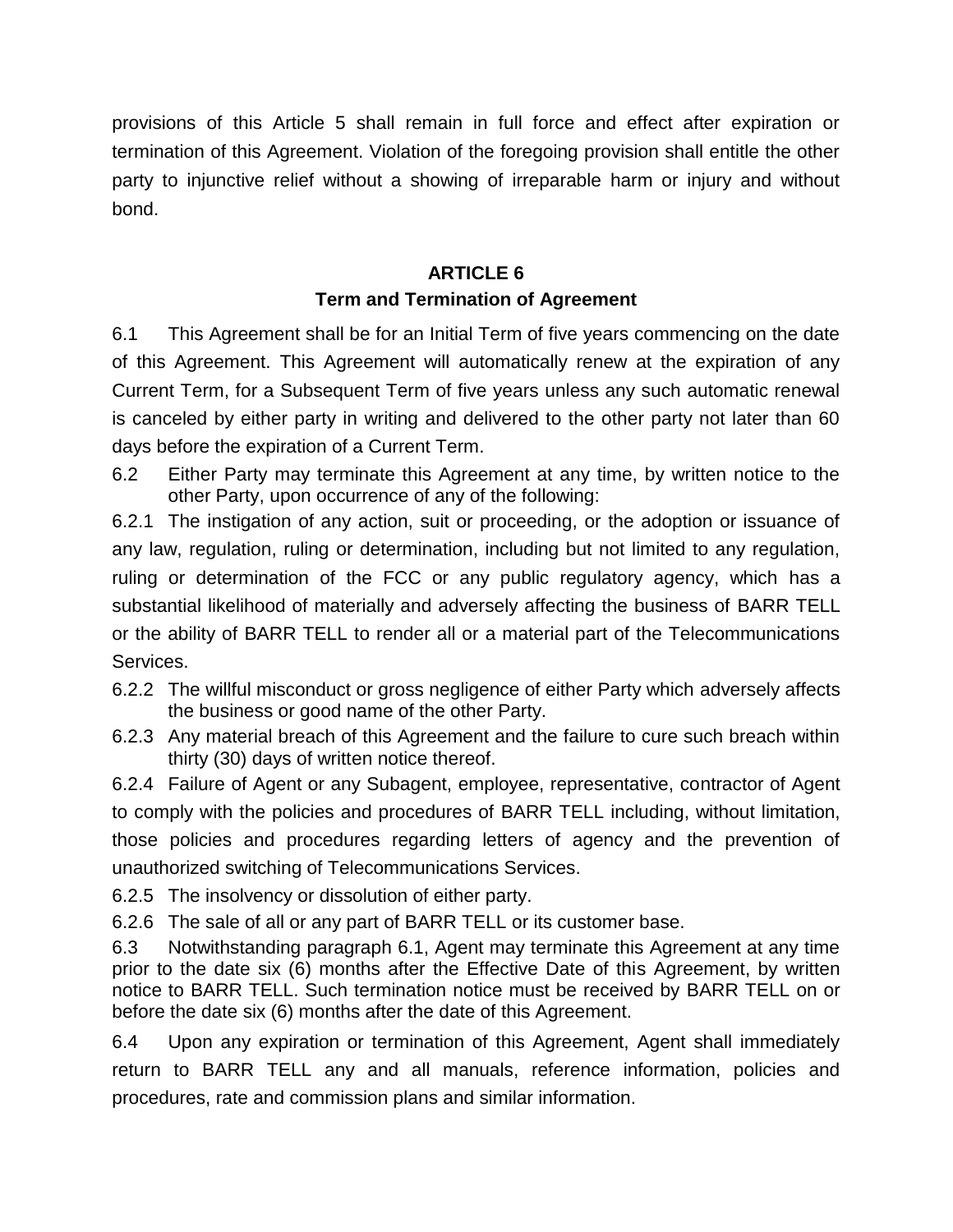provisions of this Article 5 shall remain in full force and effect after expiration or termination of this Agreement. Violation of the foregoing provision shall entitle the other party to injunctive relief without a showing of irreparable harm or injury and without bond.

## ARTICLE 6
## Term and Termination of Agreement

6.1 This Agreement shall be for an Initial Term of five years commencing on the date of this Agreement. This Agreement will automatically renew at the expiration of any Current Term, for a Subsequent Term of five years unless any such automatic renewal is canceled by either party in writing and delivered to the other party not later than 60 days before the expiration of a Current Term.

6.2 Either Party may terminate this Agreement at any time, by written notice to the other Party, upon occurrence of any of the following:

6.2.1 The instigation of any action, suit or proceeding, or the adoption or issuance of any law, regulation, ruling or determination, including but not limited to any regulation, ruling or determination of the FCC or any public regulatory agency, which has a substantial likelihood of materially and adversely affecting the business of BARR TELL or the ability of BARR TELL to render all or a material part of the Telecommunications Services.

6.2.2 The willful misconduct or gross negligence of either Party which adversely affects the business or good name of the other Party.

6.2.3 Any material breach of this Agreement and the failure to cure such breach within thirty (30) days of written notice thereof.

6.2.4 Failure of Agent or any Subagent, employee, representative, contractor of Agent to comply with the policies and procedures of BARR TELL including, without limitation, those policies and procedures regarding letters of agency and the prevention of unauthorized switching of Telecommunications Services.

6.2.5 The insolvency or dissolution of either party.

6.2.6 The sale of all or any part of BARR TELL or its customer base.

6.3 Notwithstanding paragraph 6.1, Agent may terminate this Agreement at any time prior to the date six (6) months after the Effective Date of this Agreement, by written notice to BARR TELL. Such termination notice must be received by BARR TELL on or before the date six (6) months after the date of this Agreement.

6.4 Upon any expiration or termination of this Agreement, Agent shall immediately return to BARR TELL any and all manuals, reference information, policies and procedures, rate and commission plans and similar information.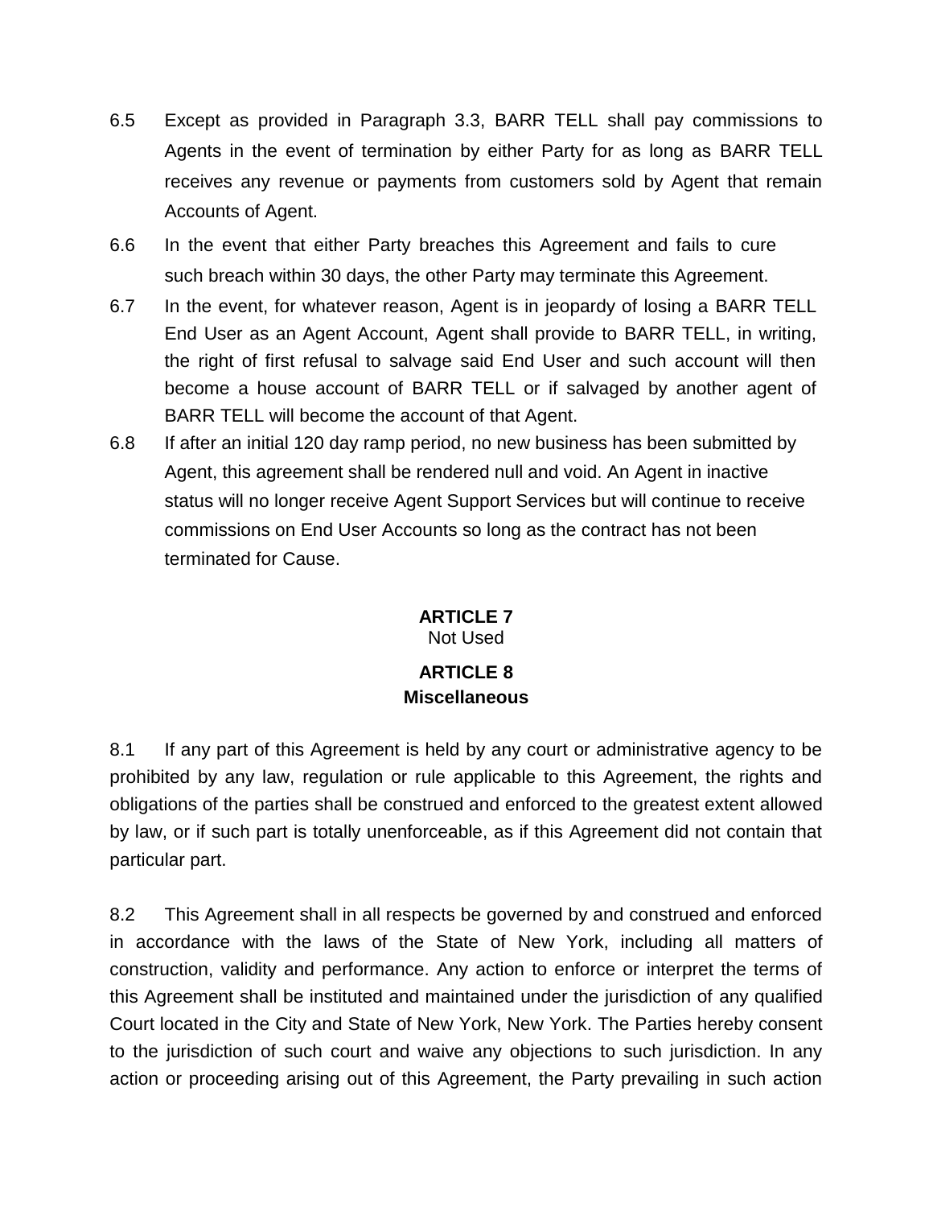6.5 Except as provided in Paragraph 3.3, BARR TELL shall pay commissions to Agents in the event of termination by either Party for as long as BARR TELL receives any revenue or payments from customers sold by Agent that remain Accounts of Agent.

6.6 In the event that either Party breaches this Agreement and fails to cure such breach within 30 days, the other Party may terminate this Agreement.

6.7 In the event, for whatever reason, Agent is in jeopardy of losing a BARR TELL End User as an Agent Account, Agent shall provide to BARR TELL, in writing, the right of first refusal to salvage said End User and such account will then become a house account of BARR TELL or if salvaged by another agent of BARR TELL will become the account of that Agent.

6.8 If after an initial 120 day ramp period, no new business has been submitted by Agent, this agreement shall be rendered null and void. An Agent in inactive status will no longer receive Agent Support Services but will continue to receive commissions on End User Accounts so long as the contract has not been terminated for Cause.

## ARTICLE 7
Not Used

## ARTICLE 8
## Miscellaneous

8.1 If any part of this Agreement is held by any court or administrative agency to be prohibited by any law, regulation or rule applicable to this Agreement, the rights and obligations of the parties shall be construed and enforced to the greatest extent allowed by law, or if such part is totally unenforceable, as if this Agreement did not contain that particular part.

8.2 This Agreement shall in all respects be governed by and construed and enforced in accordance with the laws of the State of New York, including all matters of construction, validity and performance. Any action to enforce or interpret the terms of this Agreement shall be instituted and maintained under the jurisdiction of any qualified Court located in the City and State of New York, New York. The Parties hereby consent to the jurisdiction of such court and waive any objections to such jurisdiction. In any action or proceeding arising out of this Agreement, the Party prevailing in such action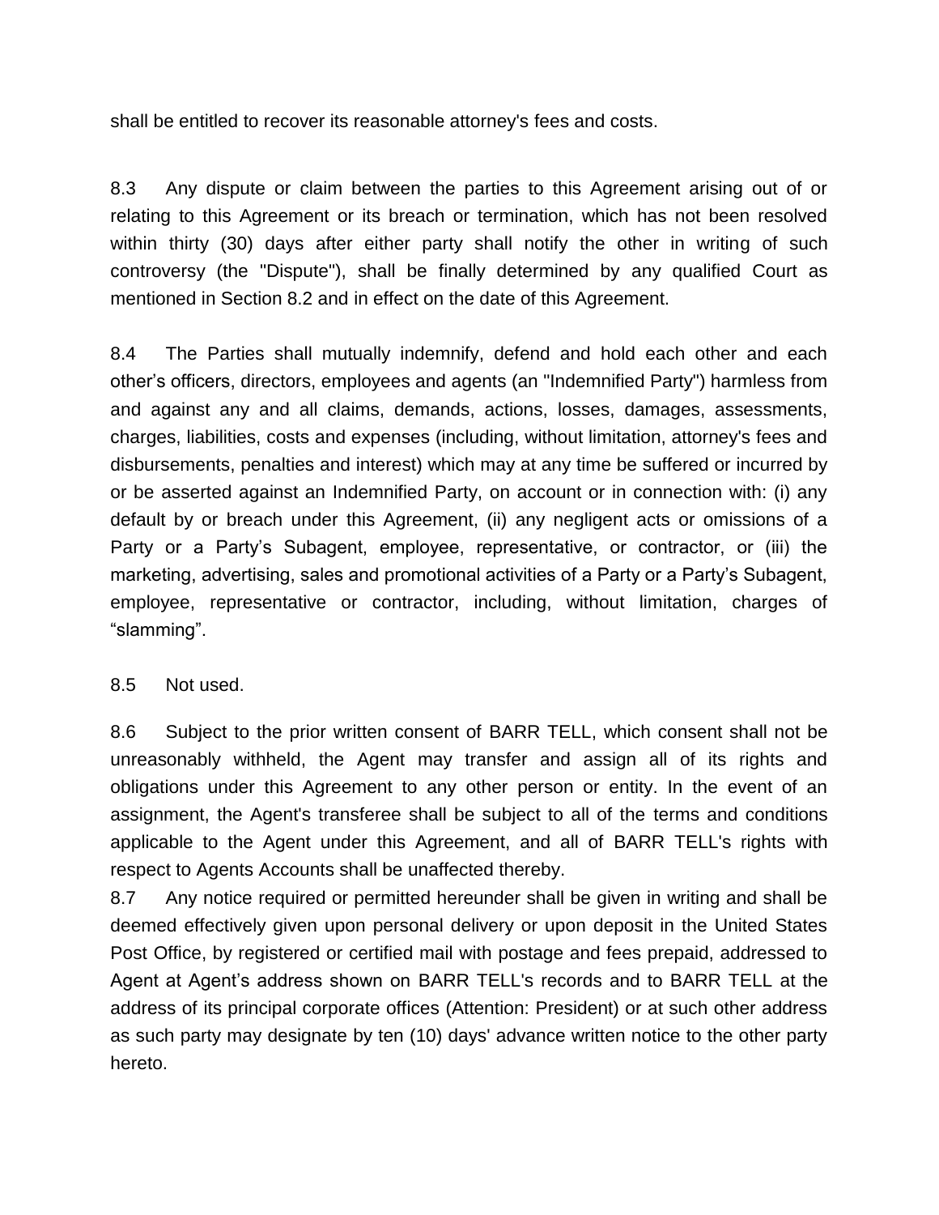shall be entitled to recover its reasonable attorney's fees and costs.

8.3 Any dispute or claim between the parties to this Agreement arising out of or relating to this Agreement or its breach or termination, which has not been resolved within thirty (30) days after either party shall notify the other in writing of such controversy (the "Dispute"), shall be finally determined by any qualified Court as mentioned in Section 8.2 and in effect on the date of this Agreement.

8.4 The Parties shall mutually indemnify, defend and hold each other and each other's officers, directors, employees and agents (an "Indemnified Party") harmless from and against any and all claims, demands, actions, losses, damages, assessments, charges, liabilities, costs and expenses (including, without limitation, attorney's fees and disbursements, penalties and interest) which may at any time be suffered or incurred by or be asserted against an Indemnified Party, on account or in connection with: (i) any default by or breach under this Agreement, (ii) any negligent acts or omissions of a Party or a Party's Subagent, employee, representative, or contractor, or (iii) the marketing, advertising, sales and promotional activities of a Party or a Party's Subagent, employee, representative or contractor, including, without limitation, charges of "slamming".

8.5 Not used.

8.6 Subject to the prior written consent of BARR TELL, which consent shall not be unreasonably withheld, the Agent may transfer and assign all of its rights and obligations under this Agreement to any other person or entity. In the event of an assignment, the Agent's transferee shall be subject to all of the terms and conditions applicable to the Agent under this Agreement, and all of BARR TELL's rights with respect to Agents Accounts shall be unaffected thereby.

8.7 Any notice required or permitted hereunder shall be given in writing and shall be deemed effectively given upon personal delivery or upon deposit in the United States Post Office, by registered or certified mail with postage and fees prepaid, addressed to Agent at Agent's address shown on BARR TELL's records and to BARR TELL at the address of its principal corporate offices (Attention: President) or at such other address as such party may designate by ten (10) days' advance written notice to the other party hereto.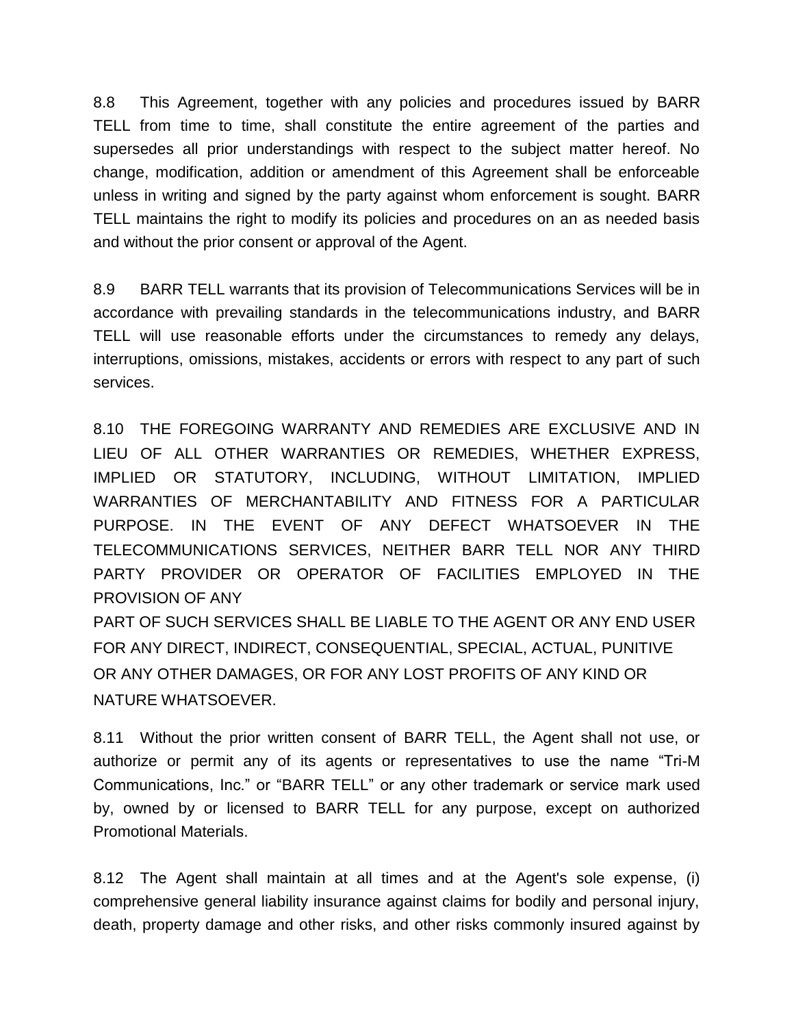8.8 This Agreement, together with any policies and procedures issued by BARR TELL from time to time, shall constitute the entire agreement of the parties and supersedes all prior understandings with respect to the subject matter hereof. No change, modification, addition or amendment of this Agreement shall be enforceable unless in writing and signed by the party against whom enforcement is sought. BARR TELL maintains the right to modify its policies and procedures on an as needed basis and without the prior consent or approval of the Agent.

8.9 BARR TELL warrants that its provision of Telecommunications Services will be in accordance with prevailing standards in the telecommunications industry, and BARR TELL will use reasonable efforts under the circumstances to remedy any delays, interruptions, omissions, mistakes, accidents or errors with respect to any part of such services.

8.10 THE FOREGOING WARRANTY AND REMEDIES ARE EXCLUSIVE AND IN LIEU OF ALL OTHER WARRANTIES OR REMEDIES, WHETHER EXPRESS, IMPLIED OR STATUTORY, INCLUDING, WITHOUT LIMITATION, IMPLIED WARRANTIES OF MERCHANTABILITY AND FITNESS FOR A PARTICULAR PURPOSE. IN THE EVENT OF ANY DEFECT WHATSOEVER IN THE TELECOMMUNICATIONS SERVICES, NEITHER BARR TELL NOR ANY THIRD PARTY PROVIDER OR OPERATOR OF FACILITIES EMPLOYED IN THE PROVISION OF ANY PART OF SUCH SERVICES SHALL BE LIABLE TO THE AGENT OR ANY END USER FOR ANY DIRECT, INDIRECT, CONSEQUENTIAL, SPECIAL, ACTUAL, PUNITIVE OR ANY OTHER DAMAGES, OR FOR ANY LOST PROFITS OF ANY KIND OR NATURE WHATSOEVER.

8.11 Without the prior written consent of BARR TELL, the Agent shall not use, or authorize or permit any of its agents or representatives to use the name "Tri-M Communications, Inc." or "BARR TELL" or any other trademark or service mark used by, owned by or licensed to BARR TELL for any purpose, except on authorized Promotional Materials.

8.12 The Agent shall maintain at all times and at the Agent's sole expense, (i) comprehensive general liability insurance against claims for bodily and personal injury, death, property damage and other risks, and other risks commonly insured against by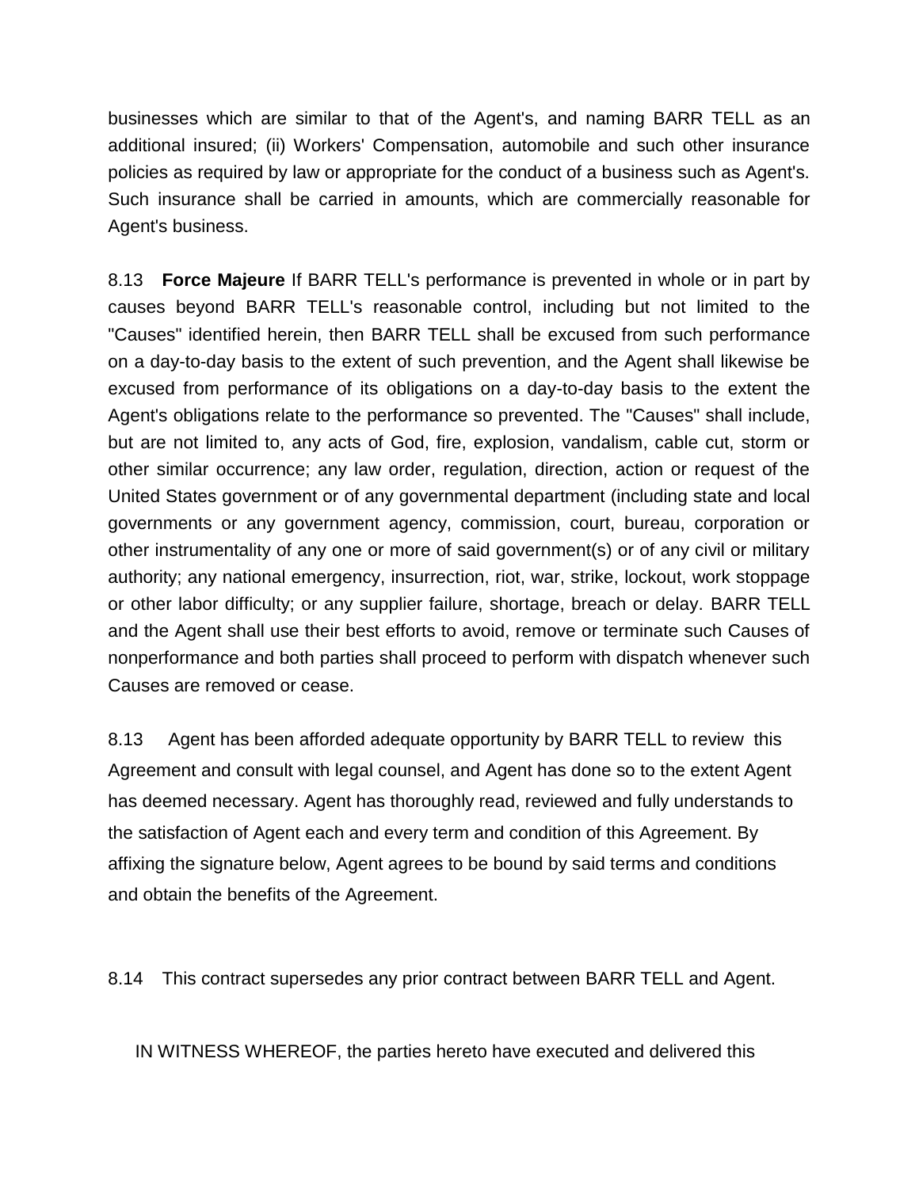businesses which are similar to that of the Agent's, and naming BARR TELL as an additional insured; (ii) Workers' Compensation, automobile and such other insurance policies as required by law or appropriate for the conduct of a business such as Agent's. Such insurance shall be carried in amounts, which are commercially reasonable for Agent's business.

8.13 **Force Majeure** If BARR TELL's performance is prevented in whole or in part by causes beyond BARR TELL's reasonable control, including but not limited to the "Causes" identified herein, then BARR TELL shall be excused from such performance on a day-to-day basis to the extent of such prevention, and the Agent shall likewise be excused from performance of its obligations on a day-to-day basis to the extent the Agent's obligations relate to the performance so prevented. The "Causes" shall include, but are not limited to, any acts of God, fire, explosion, vandalism, cable cut, storm or other similar occurrence; any law order, regulation, direction, action or request of the United States government or of any governmental department (including state and local governments or any government agency, commission, court, bureau, corporation or other instrumentality of any one or more of said government(s) or of any civil or military authority; any national emergency, insurrection, riot, war, strike, lockout, work stoppage or other labor difficulty; or any supplier failure, shortage, breach or delay. BARR TELL and the Agent shall use their best efforts to avoid, remove or terminate such Causes of nonperformance and both parties shall proceed to perform with dispatch whenever such Causes are removed or cease.

8.13 Agent has been afforded adequate opportunity by BARR TELL to review this Agreement and consult with legal counsel, and Agent has done so to the extent Agent has deemed necessary. Agent has thoroughly read, reviewed and fully understands to the satisfaction of Agent each and every term and condition of this Agreement. By affixing the signature below, Agent agrees to be bound by said terms and conditions and obtain the benefits of the Agreement.

8.14 This contract supersedes any prior contract between BARR TELL and Agent.

IN WITNESS WHEREOF, the parties hereto have executed and delivered this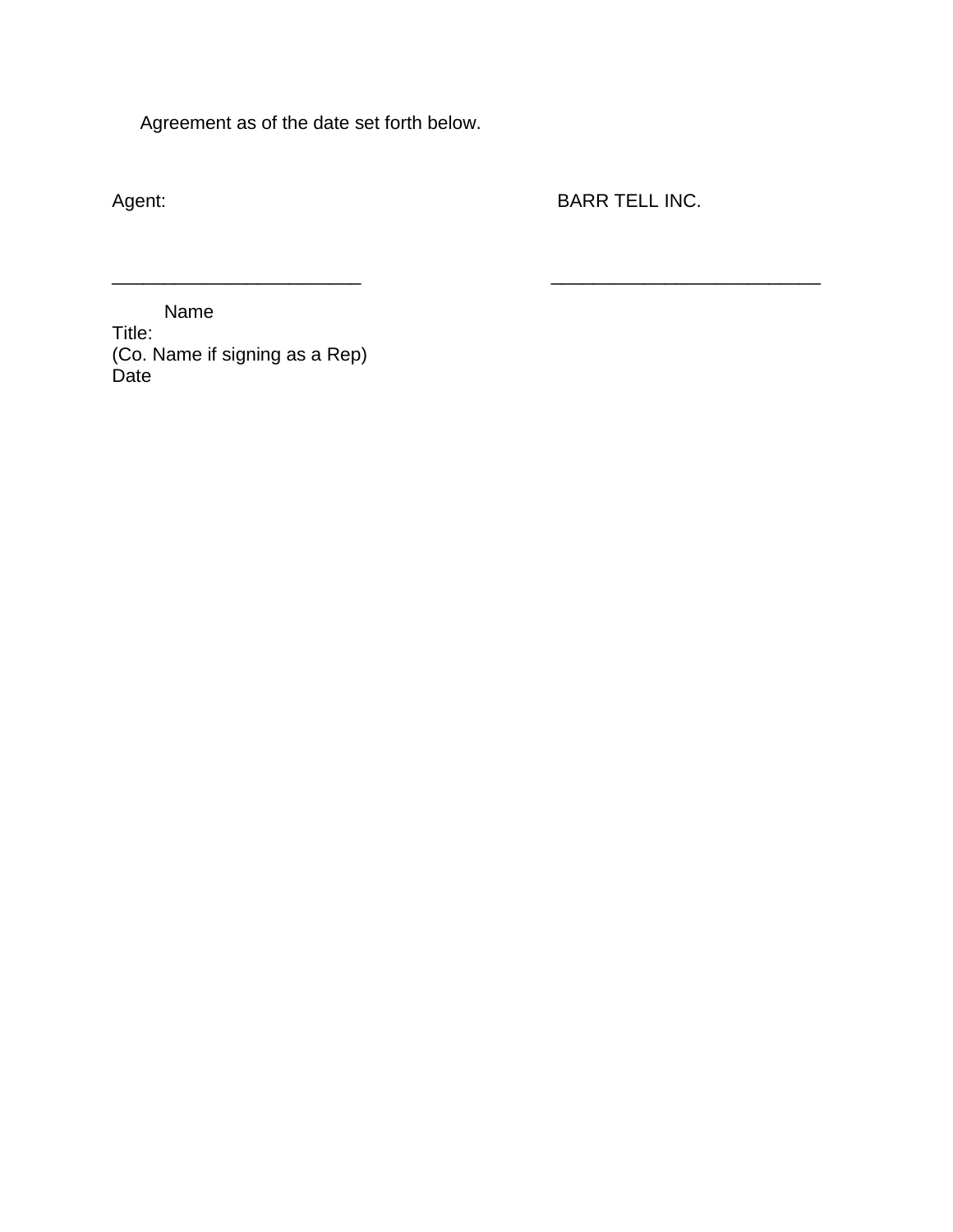Agreement as of the date set forth below.

| Agent: | BARR TELL INC. |
|---|---|
| ________________________ | __________________________ |

Name
Title:
(Co. Name if signing as a Rep)
Date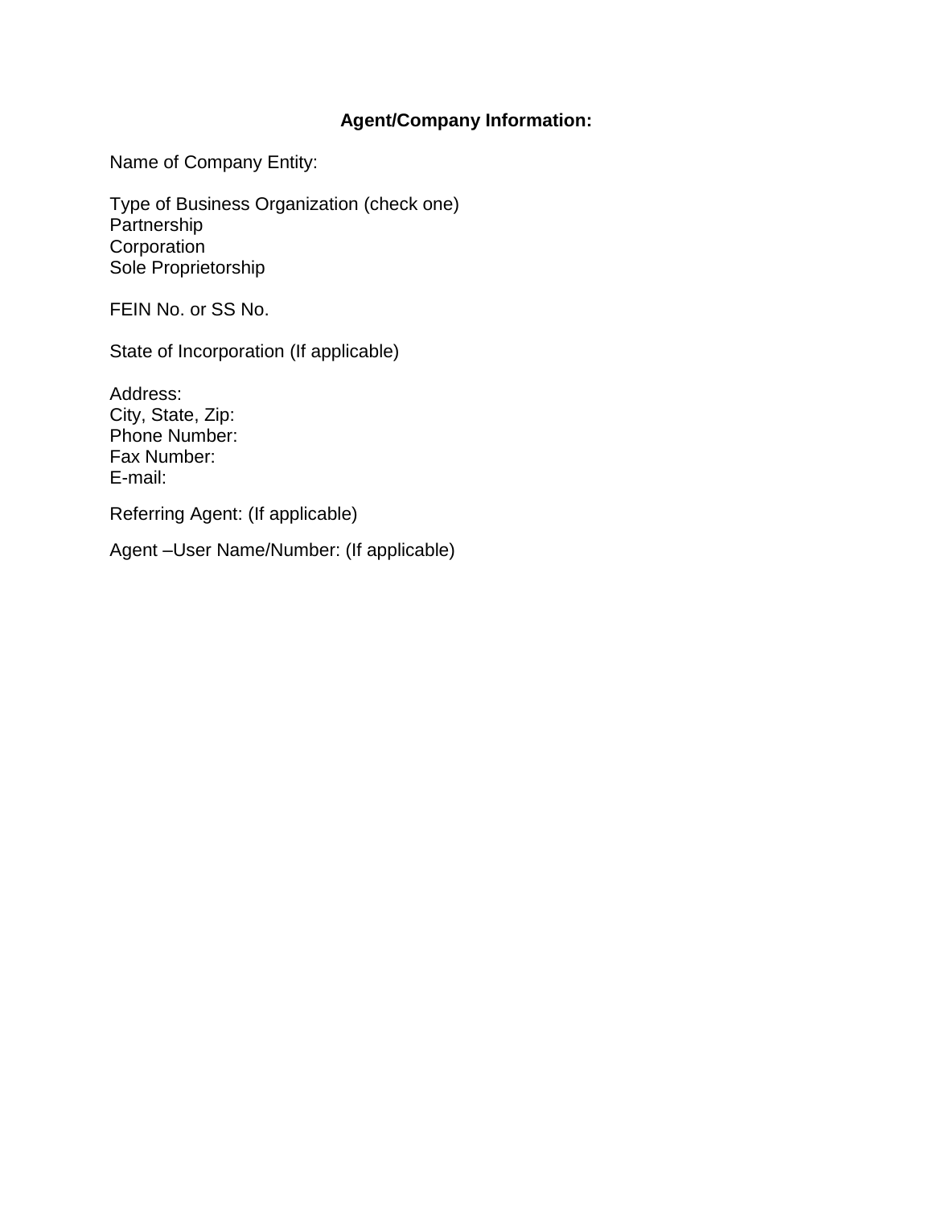**Agent/Company Information:**

Name of Company Entity:

Type of Business Organization (check one)
Partnership
Corporation
Sole Proprietorship

FEIN No. or SS No.

State of Incorporation (If applicable)

Address:
City, State, Zip:
Phone Number:
Fax Number:
E-mail:

Referring Agent: (If applicable)

Agent –User Name/Number: (If applicable)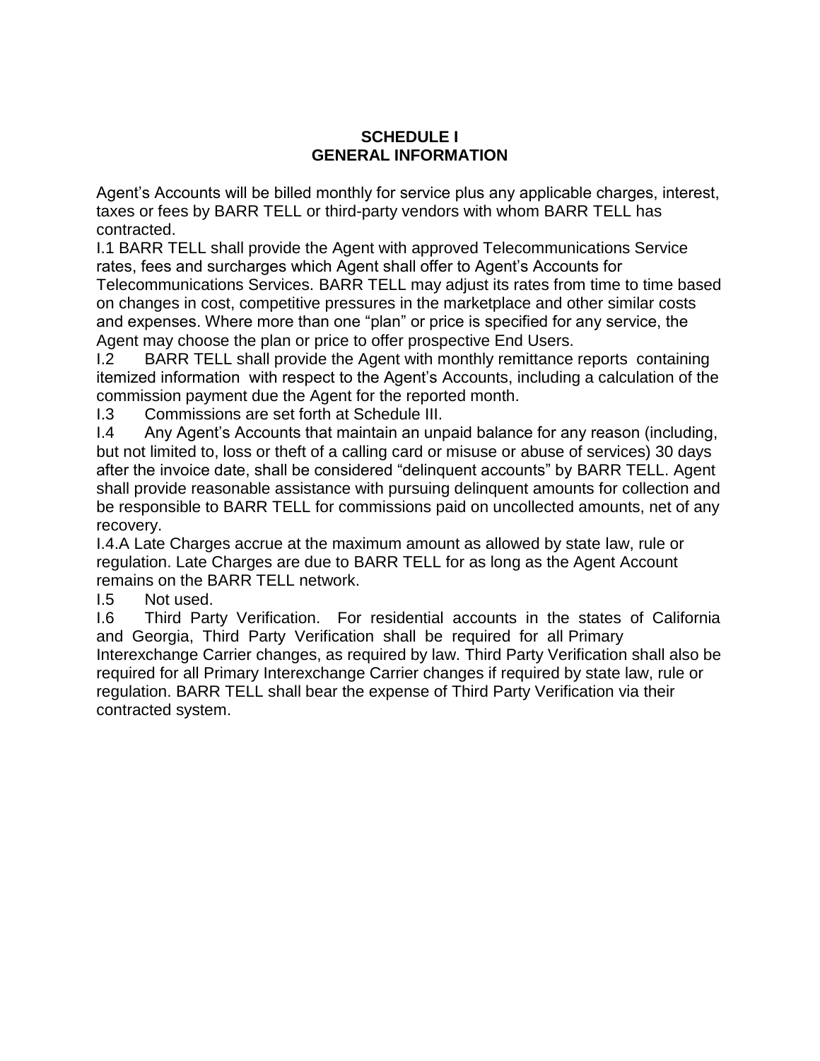# SCHEDULE I
## GENERAL INFORMATION

Agent’s Accounts will be billed monthly for service plus any applicable charges, interest, taxes or fees by BARR TELL or third-party vendors with whom BARR TELL has contracted.

I.1 BARR TELL shall provide the Agent with approved Telecommunications Service rates, fees and surcharges which Agent shall offer to Agent’s Accounts for Telecommunications Services. BARR TELL may adjust its rates from time to time based on changes in cost, competitive pressures in the marketplace and other similar costs and expenses. Where more than one “plan” or price is specified for any service, the Agent may choose the plan or price to offer prospective End Users.

I.2 BARR TELL shall provide the Agent with monthly remittance reports containing itemized information with respect to the Agent’s Accounts, including a calculation of the commission payment due the Agent for the reported month.

I.3 Commissions are set forth at Schedule III.

I.4 Any Agent’s Accounts that maintain an unpaid balance for any reason (including, but not limited to, loss or theft of a calling card or misuse or abuse of services) 30 days after the invoice date, shall be considered “delinquent accounts” by BARR TELL. Agent shall provide reasonable assistance with pursuing delinquent amounts for collection and be responsible to BARR TELL for commissions paid on uncollected amounts, net of any recovery.

I.4.A Late Charges accrue at the maximum amount as allowed by state law, rule or regulation. Late Charges are due to BARR TELL for as long as the Agent Account remains on the BARR TELL network.

I.5 Not used.

I.6 Third Party Verification. For residential accounts in the states of California and Georgia, Third Party Verification shall be required for all Primary Interexchange Carrier changes, as required by law. Third Party Verification shall also be required for all Primary Interexchange Carrier changes if required by state law, rule or regulation. BARR TELL shall bear the expense of Third Party Verification via their contracted system.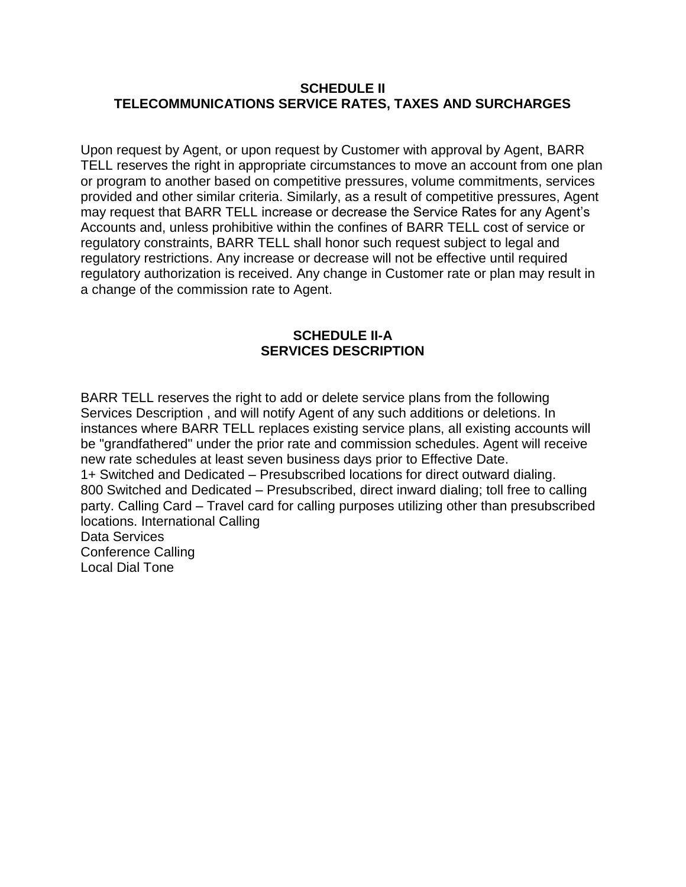## SCHEDULE II
## TELECOMMUNICATIONS SERVICE RATES, TAXES AND SURCHARGES

Upon request by Agent, or upon request by Customer with approval by Agent, BARR TELL reserves the right in appropriate circumstances to move an account from one plan or program to another based on competitive pressures, volume commitments, services provided and other similar criteria. Similarly, as a result of competitive pressures, Agent may request that BARR TELL increase or decrease the Service Rates for any Agent's Accounts and, unless prohibitive within the confines of BARR TELL cost of service or regulatory constraints, BARR TELL shall honor such request subject to legal and regulatory restrictions. Any increase or decrease will not be effective until required regulatory authorization is received. Any change in Customer rate or plan may result in a change of the commission rate to Agent.

## SCHEDULE II-A
## SERVICES DESCRIPTION

BARR TELL reserves the right to add or delete service plans from the following Services Description , and will notify Agent of any such additions or deletions. In instances where BARR TELL replaces existing service plans, all existing accounts will be "grandfathered" under the prior rate and commission schedules. Agent will receive new rate schedules at least seven business days prior to Effective Date.
1+ Switched and Dedicated – Presubscribed locations for direct outward dialing.
800 Switched and Dedicated – Presubscribed, direct inward dialing; toll free to calling party. Calling Card – Travel card for calling purposes utilizing other than presubscribed locations. International Calling
Data Services
Conference Calling
Local Dial Tone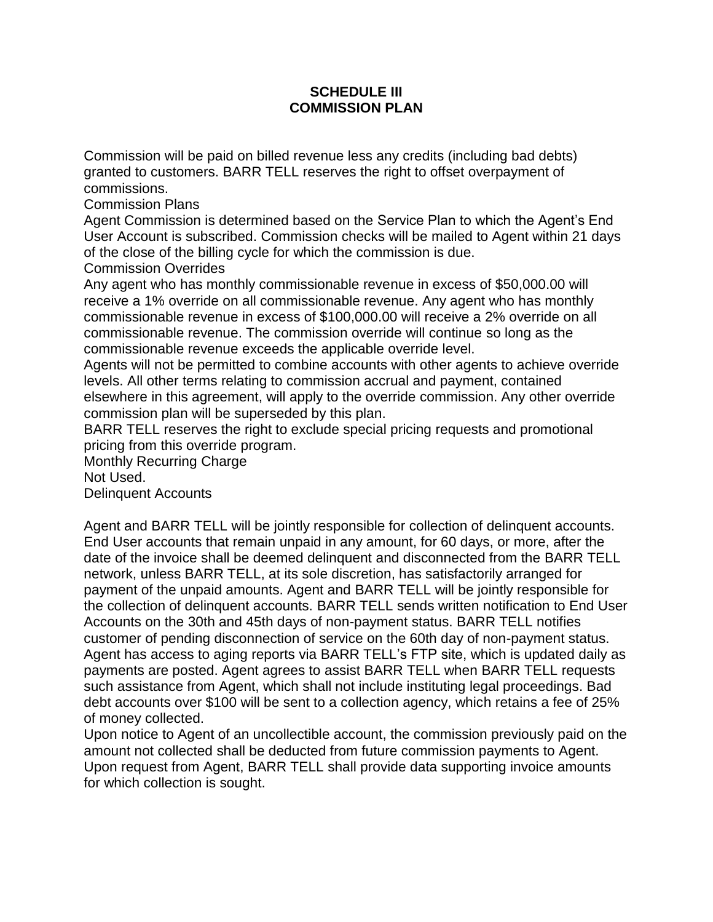# SCHEDULE III
# COMMISSION PLAN

Commission will be paid on billed revenue less any credits (including bad debts) granted to customers. BARR TELL reserves the right to offset overpayment of commissions.

Commission Plans

Agent Commission is determined based on the Service Plan to which the Agent's End User Account is subscribed. Commission checks will be mailed to Agent within 21 days of the close of the billing cycle for which the commission is due.

Commission Overrides

Any agent who has monthly commissionable revenue in excess of $50,000.00 will receive a 1% override on all commissionable revenue. Any agent who has monthly commissionable revenue in excess of $100,000.00 will receive a 2% override on all commissionable revenue. The commission override will continue so long as the commissionable revenue exceeds the applicable override level.

Agents will not be permitted to combine accounts with other agents to achieve override levels. All other terms relating to commission accrual and payment, contained elsewhere in this agreement, will apply to the override commission. Any other override commission plan will be superseded by this plan.

BARR TELL reserves the right to exclude special pricing requests and promotional pricing from this override program.

Monthly Recurring Charge

Not Used.

Delinquent Accounts

Agent and BARR TELL will be jointly responsible for collection of delinquent accounts. End User accounts that remain unpaid in any amount, for 60 days, or more, after the date of the invoice shall be deemed delinquent and disconnected from the BARR TELL network, unless BARR TELL, at its sole discretion, has satisfactorily arranged for payment of the unpaid amounts. Agent and BARR TELL will be jointly responsible for the collection of delinquent accounts. BARR TELL sends written notification to End User Accounts on the 30th and 45th days of non-payment status. BARR TELL notifies customer of pending disconnection of service on the 60th day of non-payment status. Agent has access to aging reports via BARR TELL's FTP site, which is updated daily as payments are posted. Agent agrees to assist BARR TELL when BARR TELL requests such assistance from Agent, which shall not include instituting legal proceedings. Bad debt accounts over $100 will be sent to a collection agency, which retains a fee of 25% of money collected.

Upon notice to Agent of an uncollectible account, the commission previously paid on the amount not collected shall be deducted from future commission payments to Agent. Upon request from Agent, BARR TELL shall provide data supporting invoice amounts for which collection is sought.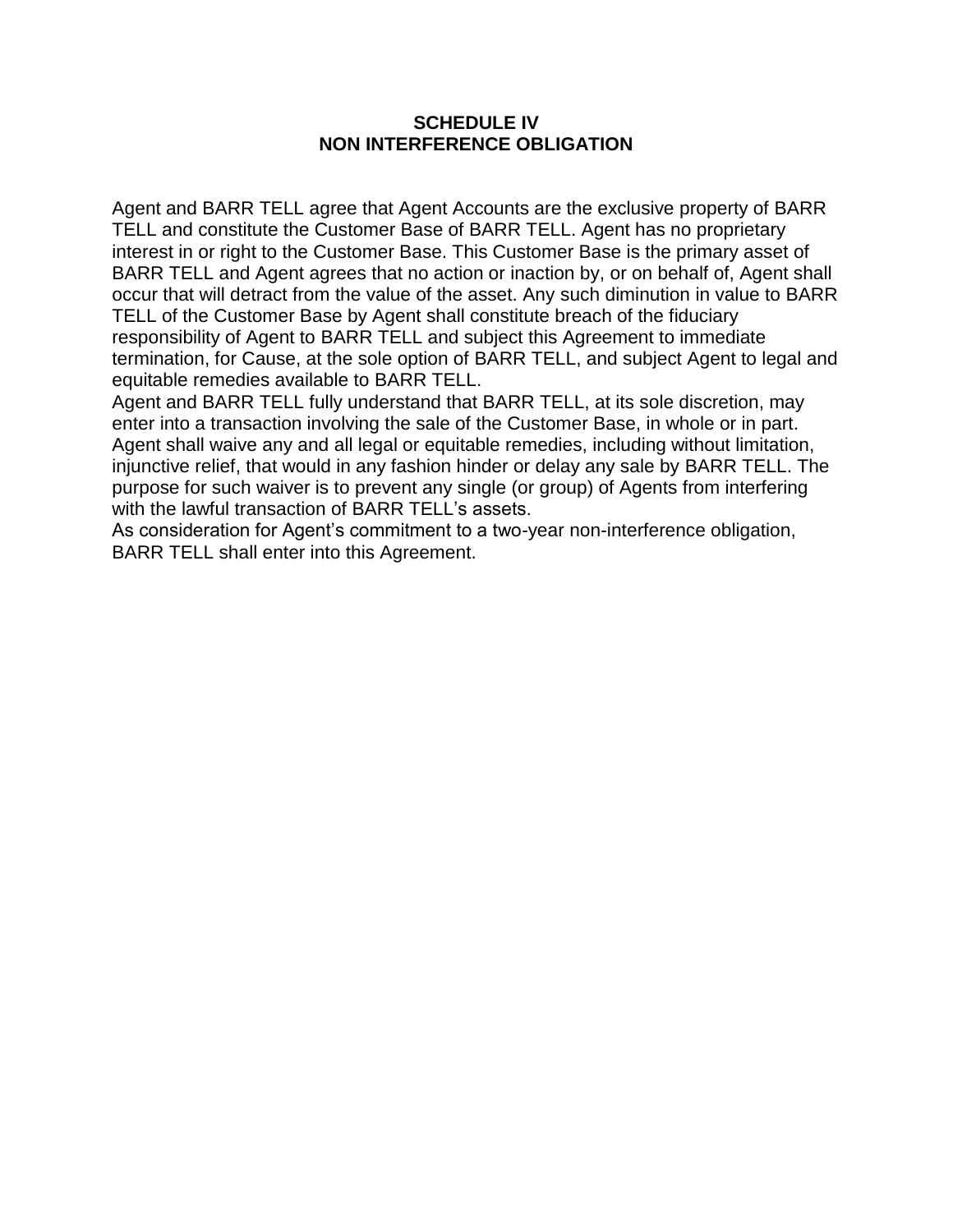## SCHEDULE IV
## NON INTERFERENCE OBLIGATION

Agent and BARR TELL agree that Agent Accounts are the exclusive property of BARR TELL and constitute the Customer Base of BARR TELL. Agent has no proprietary interest in or right to the Customer Base. This Customer Base is the primary asset of BARR TELL and Agent agrees that no action or inaction by, or on behalf of, Agent shall occur that will detract from the value of the asset. Any such diminution in value to BARR TELL of the Customer Base by Agent shall constitute breach of the fiduciary responsibility of Agent to BARR TELL and subject this Agreement to immediate termination, for Cause, at the sole option of BARR TELL, and subject Agent to legal and equitable remedies available to BARR TELL.

Agent and BARR TELL fully understand that BARR TELL, at its sole discretion, may enter into a transaction involving the sale of the Customer Base, in whole or in part. Agent shall waive any and all legal or equitable remedies, including without limitation, injunctive relief, that would in any fashion hinder or delay any sale by BARR TELL. The purpose for such waiver is to prevent any single (or group) of Agents from interfering with the lawful transaction of BARR TELL's assets.

As consideration for Agent's commitment to a two-year non-interference obligation, BARR TELL shall enter into this Agreement.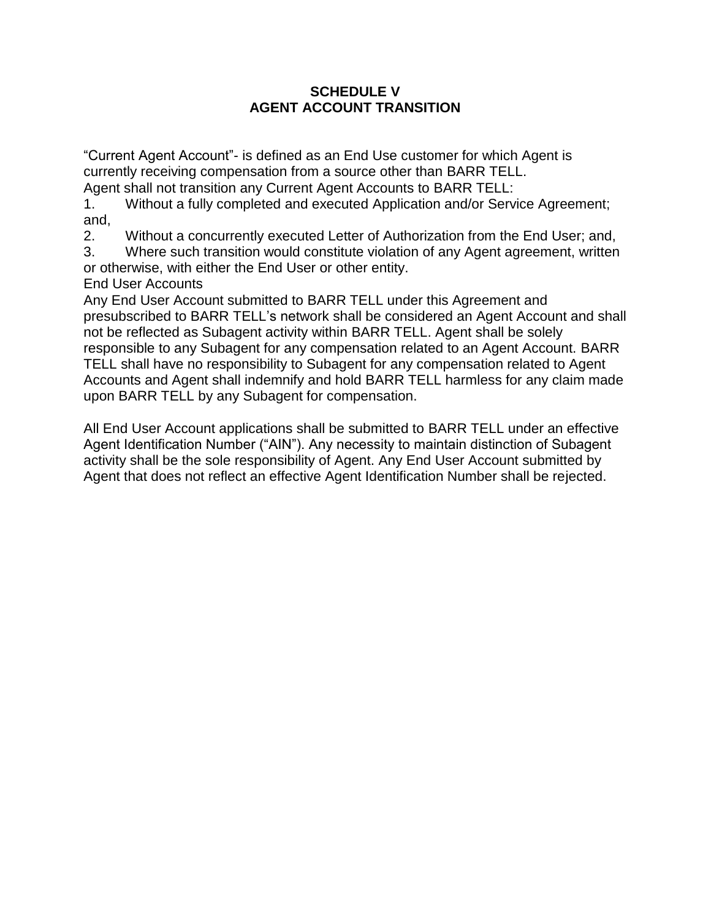**SCHEDULE V**
**AGENT ACCOUNT TRANSITION**

"Current Agent Account"- is defined as an End Use customer for which Agent is currently receiving compensation from a source other than BARR TELL.

Agent shall not transition any Current Agent Accounts to BARR TELL:

1. Without a fully completed and executed Application and/or Service Agreement; and,
2. Without a concurrently executed Letter of Authorization from the End User; and,
3. Where such transition would constitute violation of any Agent agreement, written or otherwise, with either the End User or other entity.

End User Accounts

Any End User Account submitted to BARR TELL under this Agreement and presubscribed to BARR TELL's network shall be considered an Agent Account and shall not be reflected as Subagent activity within BARR TELL. Agent shall be solely responsible to any Subagent for any compensation related to an Agent Account. BARR TELL shall have no responsibility to Subagent for any compensation related to Agent Accounts and Agent shall indemnify and hold BARR TELL harmless for any claim made upon BARR TELL by any Subagent for compensation.

All End User Account applications shall be submitted to BARR TELL under an effective Agent Identification Number ("AIN"). Any necessity to maintain distinction of Subagent activity shall be the sole responsibility of Agent. Any End User Account submitted by Agent that does not reflect an effective Agent Identification Number shall be rejected.